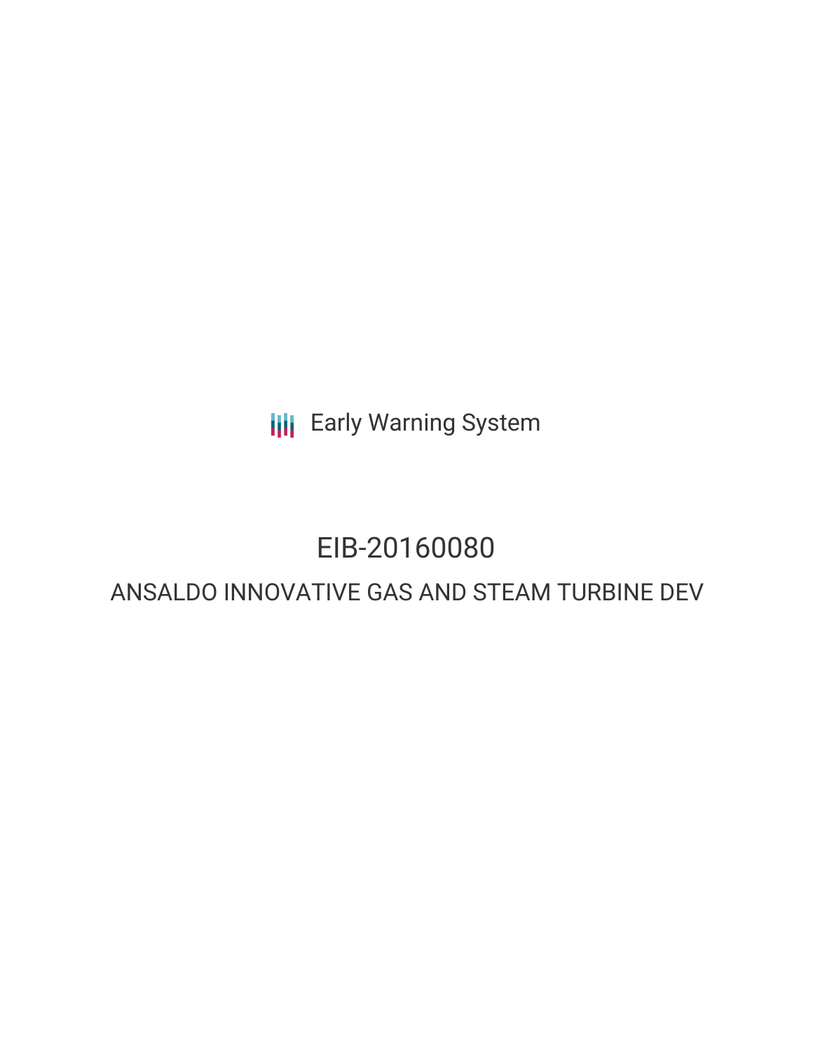Early Warning System

# EIB-20160080

## ANSALDO INNOVATIVE GAS AND STEAM TURBINE DEV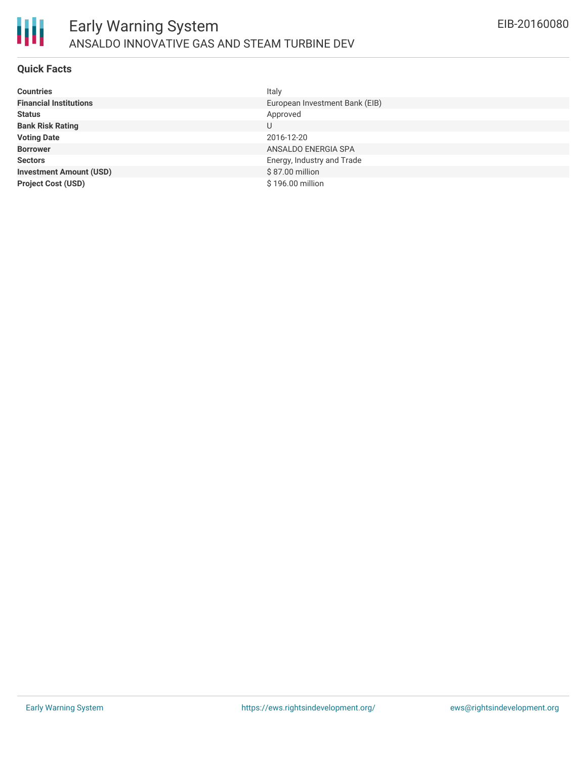# Early Warning System

## ANSALDO INNOVATIVE GAS AND STEAM TURBINE DEV

EIB-20160080

### Quick Facts

| | |
|---|---|
| **Countries** | Italy |
| **Financial Institutions** | European Investment Bank (EIB) |
| **Status** | Approved |
| **Bank Risk Rating** | U |
| **Voting Date** | 2016-12-20 |
| **Borrower** | ANSALDO ENERGIA SPA |
| **Sectors** | Energy, Industry and Trade |
| **Investment Amount (USD)** | $ 87.00 million |
| **Project Cost (USD)** | $ 196.00 million |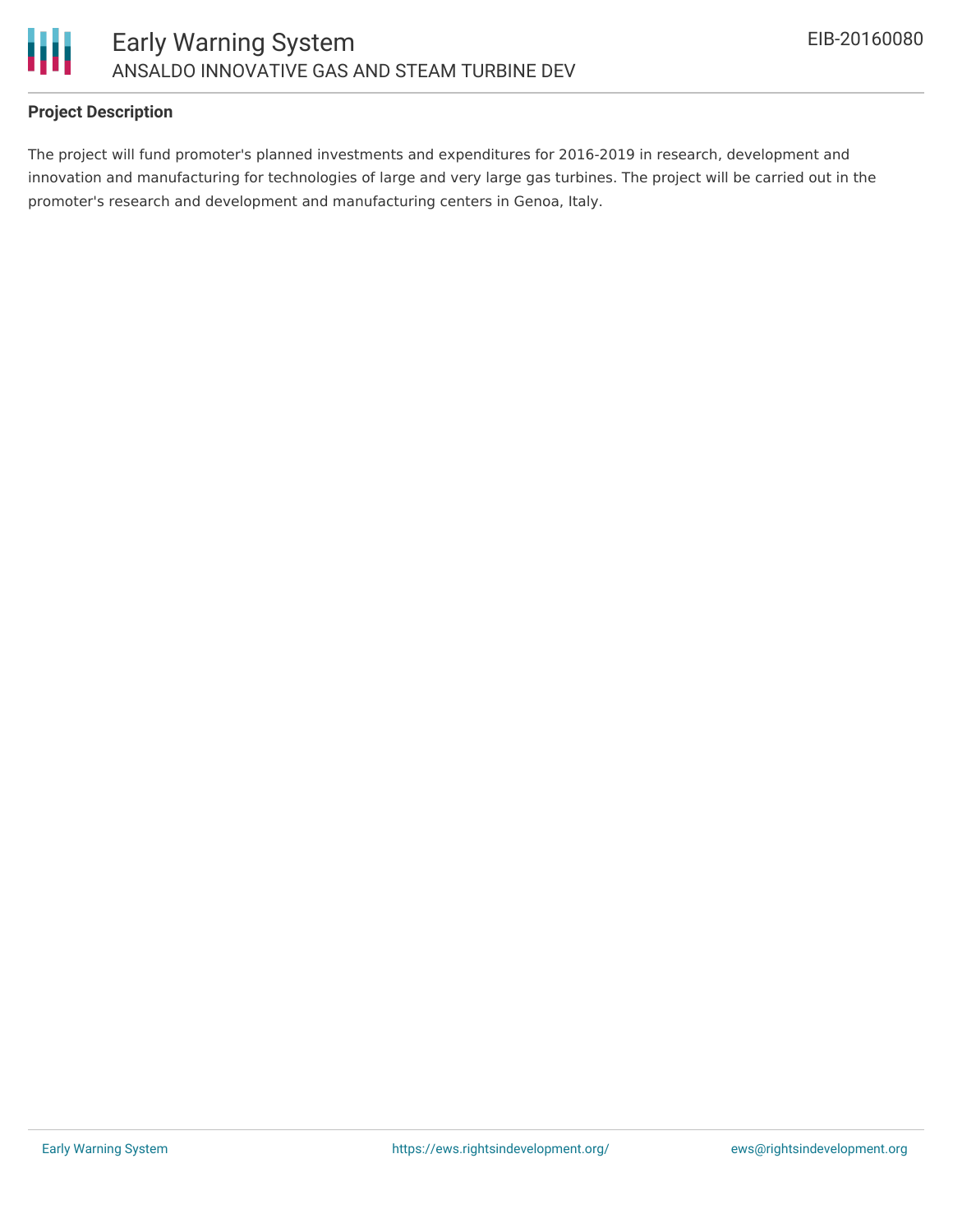## Project Description

The project will fund promoter's planned investments and expenditures for 2016-2019 in research, development and innovation and manufacturing for technologies of large and very large gas turbines. The project will be carried out in the promoter's research and development and manufacturing centers in Genoa, Italy.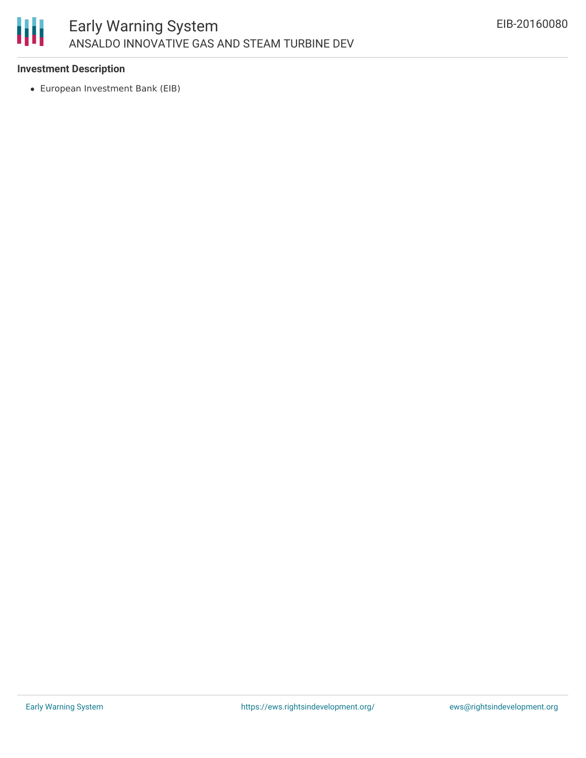### Investment Description

- European Investment Bank (EIB)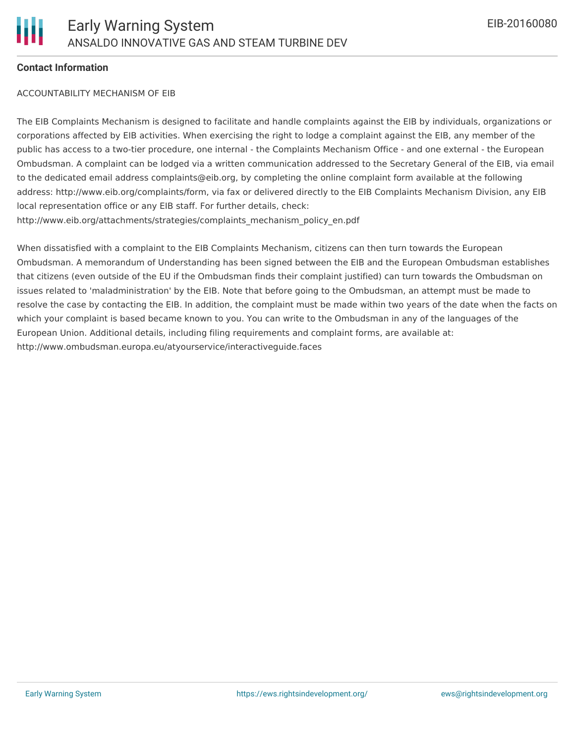**Contact Information**

ACCOUNTABILITY MECHANISM OF EIB

The EIB Complaints Mechanism is designed to facilitate and handle complaints against the EIB by individuals, organizations or corporations affected by EIB activities. When exercising the right to lodge a complaint against the EIB, any member of the public has access to a two-tier procedure, one internal - the Complaints Mechanism Office - and one external - the European Ombudsman. A complaint can be lodged via a written communication addressed to the Secretary General of the EIB, via email to the dedicated email address complaints@eib.org, by completing the online complaint form available at the following address: http://www.eib.org/complaints/form, via fax or delivered directly to the EIB Complaints Mechanism Division, any EIB local representation office or any EIB staff. For further details, check: http://www.eib.org/attachments/strategies/complaints_mechanism_policy_en.pdf

When dissatisfied with a complaint to the EIB Complaints Mechanism, citizens can then turn towards the European Ombudsman. A memorandum of Understanding has been signed between the EIB and the European Ombudsman establishes that citizens (even outside of the EU if the Ombudsman finds their complaint justified) can turn towards the Ombudsman on issues related to 'maladministration' by the EIB. Note that before going to the Ombudsman, an attempt must be made to resolve the case by contacting the EIB. In addition, the complaint must be made within two years of the date when the facts on which your complaint is based became known to you. You can write to the Ombudsman in any of the languages of the European Union. Additional details, including filing requirements and complaint forms, are available at: http://www.ombudsman.europa.eu/atyourservice/interactiveguide.faces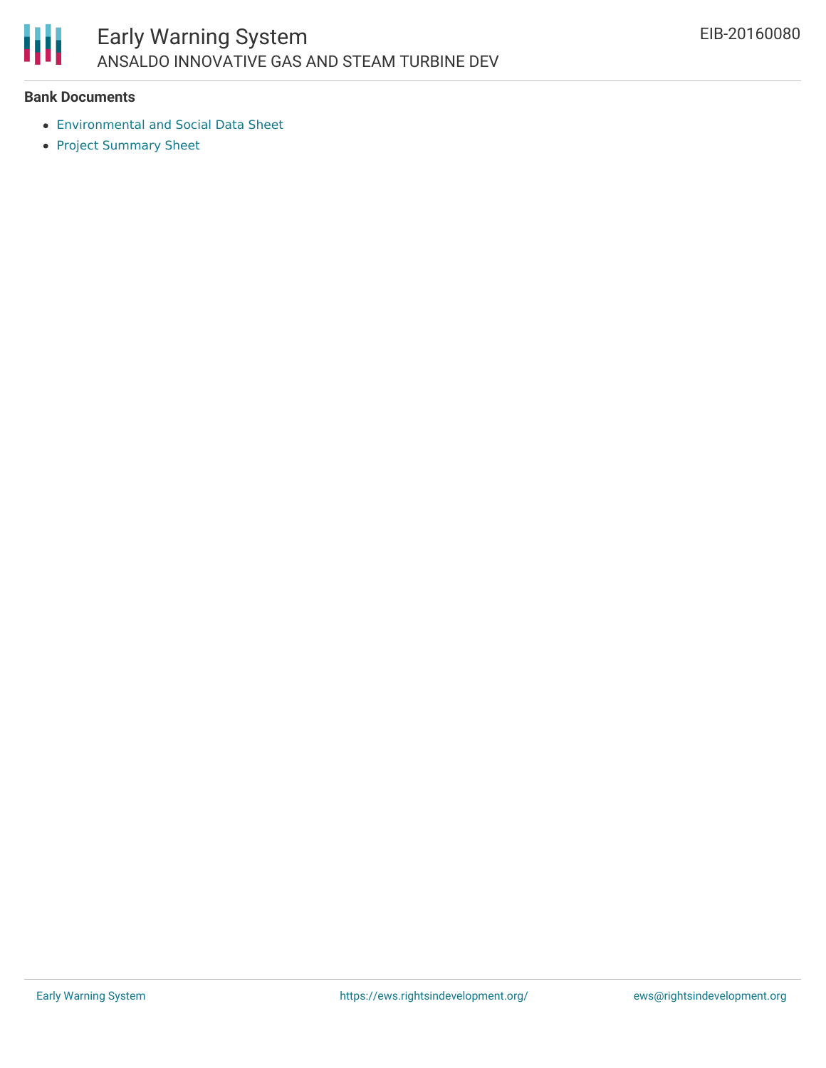**Bank Documents**

- Environmental and Social Data Sheet
- Project Summary Sheet